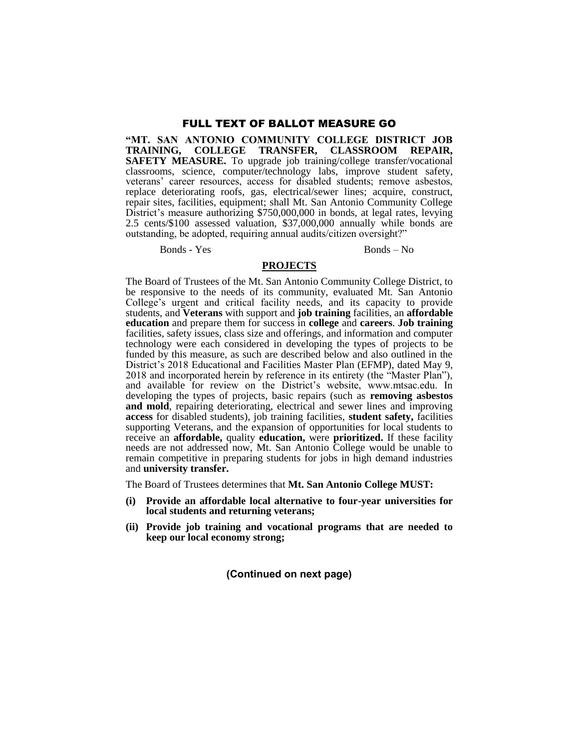# FULL TEXT OF BALLOT MEASURE GO

**"MT. SAN ANTONIO COMMUNITY COLLEGE DISTRICT JOB TRAINING, COLLEGE TRANSFER, CLASSROOM REPAIR, SAFETY MEASURE.** To upgrade job training/college transfer/vocational classrooms, science, computer/technology labs, improve student safety, veterans' career resources, access for disabled students; remove asbestos, replace deteriorating roofs, gas, electrical/sewer lines; acquire, construct, repair sites, facilities, equipment; shall Mt. San Antonio Community College District's measure authorizing $750,000,000 in bonds, at legal rates, levying 2.5 cents/$100 assessed valuation, $37,000,000 annually while bonds are outstanding, be adopted, requiring annual audits/citizen oversight?"

Bonds - Yes　　　　　　　　　　　　Bonds – No

## PROJECTS

The Board of Trustees of the Mt. San Antonio Community College District, to be responsive to the needs of its community, evaluated Mt. San Antonio College's urgent and critical facility needs, and its capacity to provide students, and **Veterans** with support and **job training** facilities, an **affordable education** and prepare them for success in **college** and **careers**. **Job training** facilities, safety issues, class size and offerings, and information and computer technology were each considered in developing the types of projects to be funded by this measure, as such are described below and also outlined in the District's 2018 Educational and Facilities Master Plan (EFMP), dated May 9, 2018 and incorporated herein by reference in its entirety (the "Master Plan"), and available for review on the District's website, www.mtsac.edu. In developing the types of projects, basic repairs (such as **removing asbestos and mold**, repairing deteriorating, electrical and sewer lines and improving **access** for disabled students), job training facilities, **student safety,** facilities supporting Veterans, and the expansion of opportunities for local students to receive an **affordable,** quality **education,** were **prioritized.** If these facility needs are not addressed now, Mt. San Antonio College would be unable to remain competitive in preparing students for jobs in high demand industries and **university transfer.**

The Board of Trustees determines that **Mt. San Antonio College MUST:**

**(i) Provide an affordable local alternative to four-year universities for local students and returning veterans;**

**(ii) Provide job training and vocational programs that are needed to keep our local economy strong;**

**(Continued on next page)**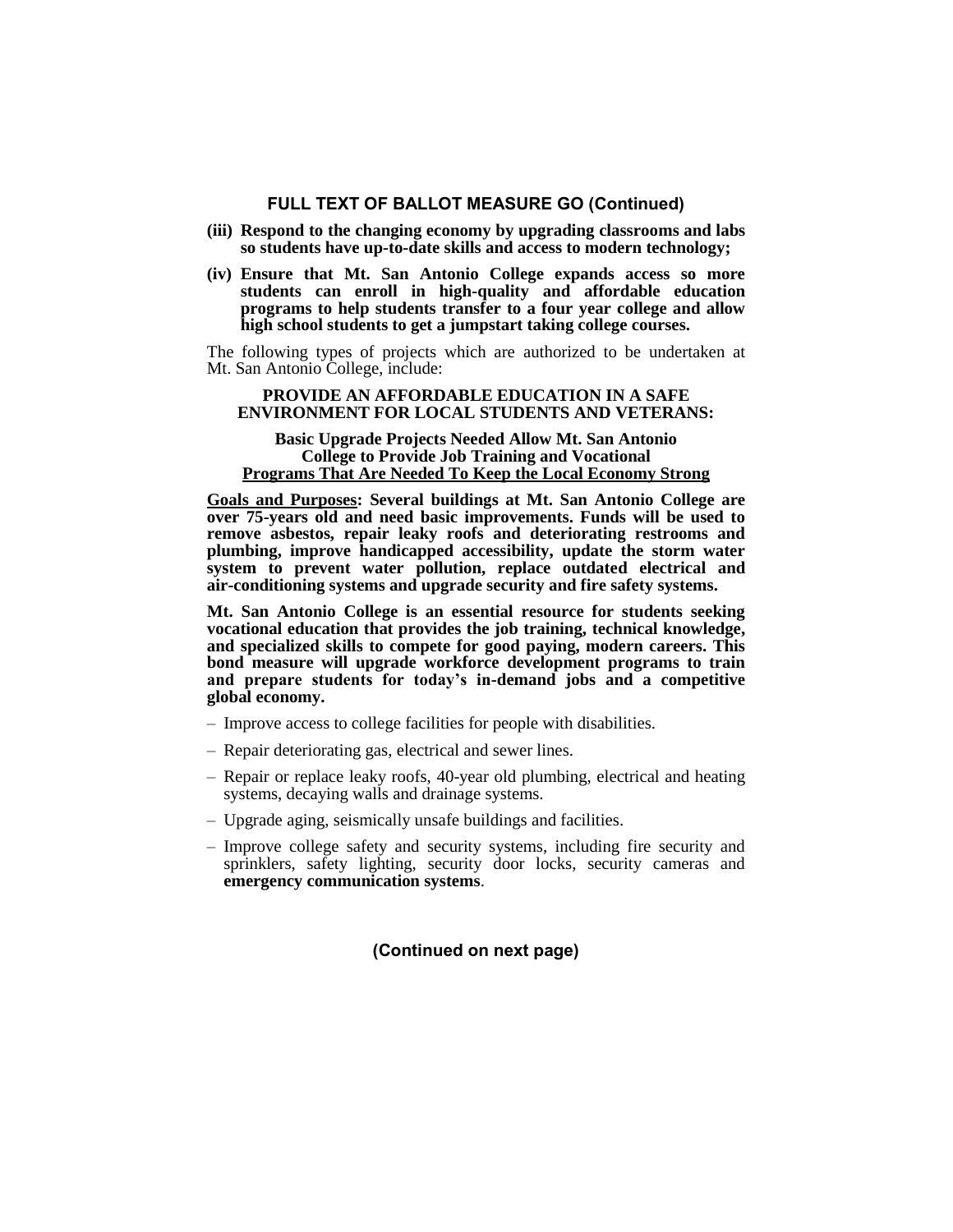## FULL TEXT OF BALLOT MEASURE GO (Continued)

**(iii) Respond to the changing economy by upgrading classrooms and labs so students have up-to-date skills and access to modern technology;**

**(iv) Ensure that Mt. San Antonio College expands access so more students can enroll in high-quality and affordable education programs to help students transfer to a four year college and allow high school students to get a jumpstart taking college courses.**

The following types of projects which are authorized to be undertaken at Mt. San Antonio College, include:

### PROVIDE AN AFFORDABLE EDUCATION IN A SAFE ENVIRONMENT FOR LOCAL STUDENTS AND VETERANS:

**Basic Upgrade Projects Needed Allow Mt. San Antonio College to Provide Job Training and Vocational Programs That Are Needed To Keep the Local Economy Strong**

**Goals and Purposes: Several buildings at Mt. San Antonio College are over 75-years old and need basic improvements. Funds will be used to remove asbestos, repair leaky roofs and deteriorating restrooms and plumbing, improve handicapped accessibility, update the storm water system to prevent water pollution, replace outdated electrical and air-conditioning systems and upgrade security and fire safety systems.**

**Mt. San Antonio College is an essential resource for students seeking vocational education that provides the job training, technical knowledge, and specialized skills to compete for good paying, modern careers. This bond measure will upgrade workforce development programs to train and prepare students for today's in-demand jobs and a competitive global economy.**

- Improve access to college facilities for people with disabilities.
- Repair deteriorating gas, electrical and sewer lines.
- Repair or replace leaky roofs, 40-year old plumbing, electrical and heating systems, decaying walls and drainage systems.
- Upgrade aging, seismically unsafe buildings and facilities.
- Improve college safety and security systems, including fire security and sprinklers, safety lighting, security door locks, security cameras and **emergency communication systems**.

**(Continued on next page)**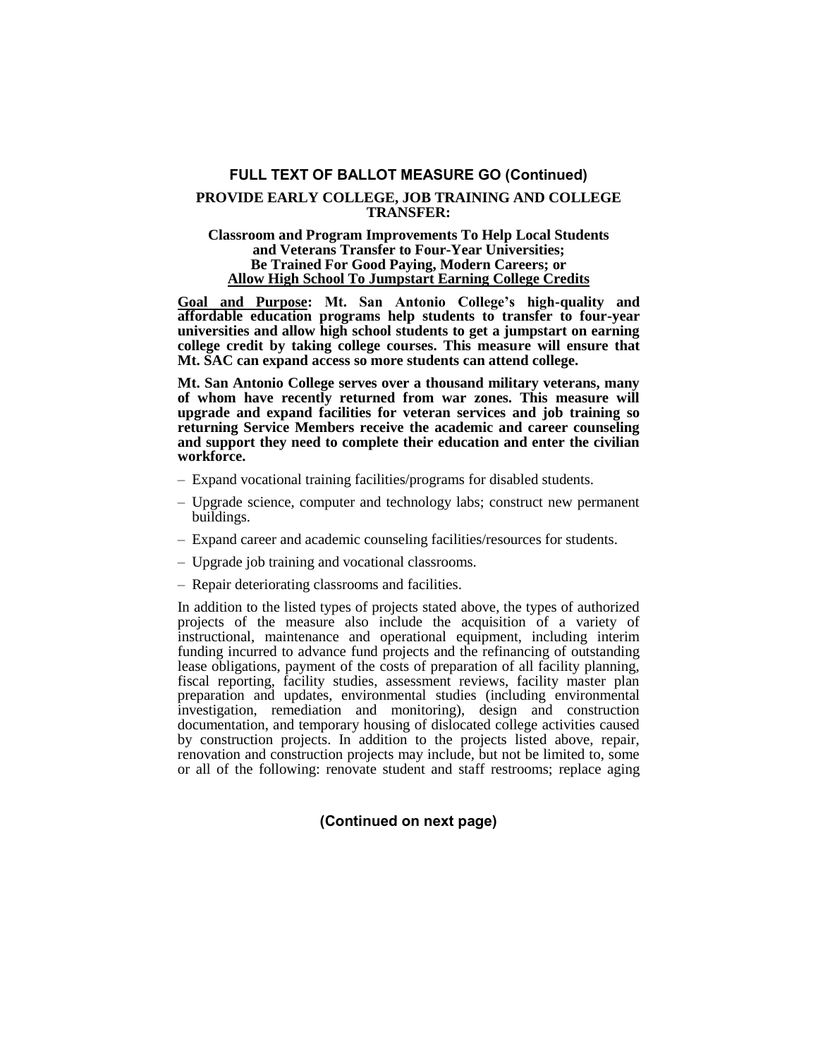## FULL TEXT OF BALLOT MEASURE GO (Continued)

### PROVIDE EARLY COLLEGE, JOB TRAINING AND COLLEGE TRANSFER:

**Classroom and Program Improvements To Help Local Students and Veterans Transfer to Four-Year Universities; Be Trained For Good Paying, Modern Careers; or <u>Allow High School To Jumpstart Earning College Credits</u>**

**<u>Goal and Purpose</u>: Mt. San Antonio College's high-quality and affordable education programs help students to transfer to four-year universities and allow high school students to get a jumpstart on earning college credit by taking college courses. This measure will ensure that Mt. SAC can expand access so more students can attend college.**

**Mt. San Antonio College serves over a thousand military veterans, many of whom have recently returned from war zones. This measure will upgrade and expand facilities for veteran services and job training so returning Service Members receive the academic and career counseling and support they need to complete their education and enter the civilian workforce.**

- Expand vocational training facilities/programs for disabled students.
- Upgrade science, computer and technology labs; construct new permanent buildings.
- Expand career and academic counseling facilities/resources for students.
- Upgrade job training and vocational classrooms.
- Repair deteriorating classrooms and facilities.

In addition to the listed types of projects stated above, the types of authorized projects of the measure also include the acquisition of a variety of instructional, maintenance and operational equipment, including interim funding incurred to advance fund projects and the refinancing of outstanding lease obligations, payment of the costs of preparation of all facility planning, fiscal reporting, facility studies, assessment reviews, facility master plan preparation and updates, environmental studies (including environmental investigation, remediation and monitoring), design and construction documentation, and temporary housing of dislocated college activities caused by construction projects. In addition to the projects listed above, repair, renovation and construction projects may include, but not be limited to, some or all of the following: renovate student and staff restrooms; replace aging

**(Continued on next page)**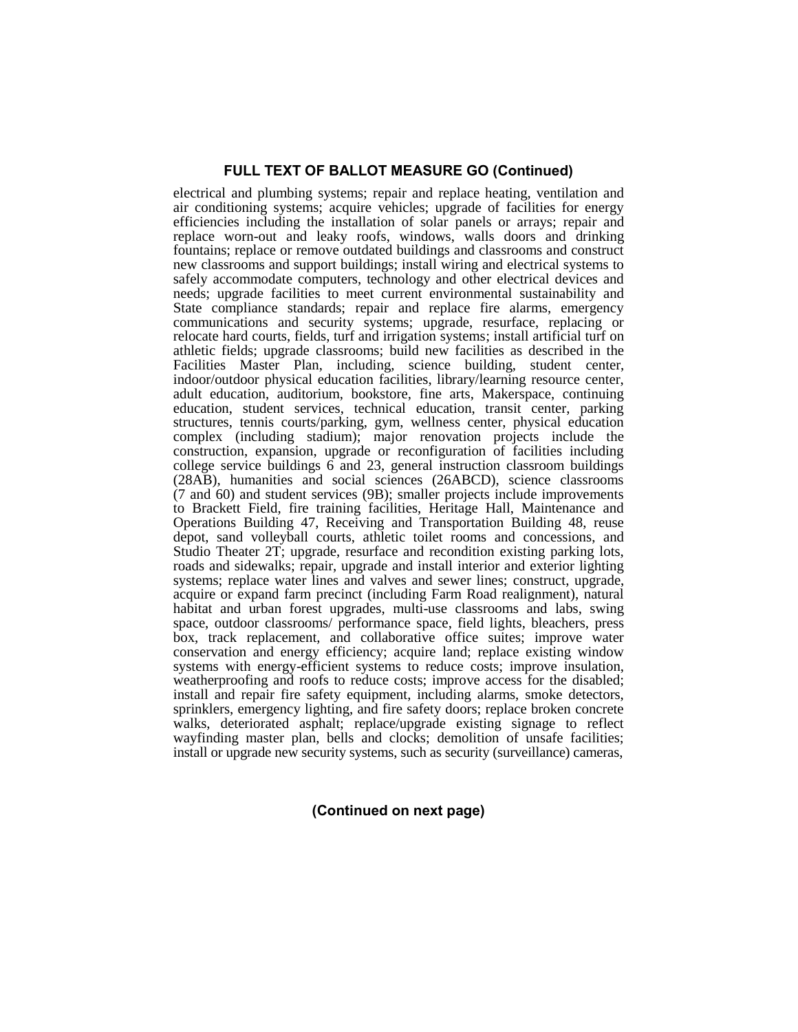## FULL TEXT OF BALLOT MEASURE GO (Continued)

electrical and plumbing systems; repair and replace heating, ventilation and air conditioning systems; acquire vehicles; upgrade of facilities for energy efficiencies including the installation of solar panels or arrays; repair and replace worn-out and leaky roofs, windows, walls doors and drinking fountains; replace or remove outdated buildings and classrooms and construct new classrooms and support buildings; install wiring and electrical systems to safely accommodate computers, technology and other electrical devices and needs; upgrade facilities to meet current environmental sustainability and State compliance standards; repair and replace fire alarms, emergency communications and security systems; upgrade, resurface, replacing or relocate hard courts, fields, turf and irrigation systems; install artificial turf on athletic fields; upgrade classrooms; build new facilities as described in the Facilities Master Plan, including, science building, student center, indoor/outdoor physical education facilities, library/learning resource center, adult education, auditorium, bookstore, fine arts, Makerspace, continuing education, student services, technical education, transit center, parking structures, tennis courts/parking, gym, wellness center, physical education complex (including stadium); major renovation projects include the construction, expansion, upgrade or reconfiguration of facilities including college service buildings 6 and 23, general instruction classroom buildings (28AB), humanities and social sciences (26ABCD), science classrooms (7 and 60) and student services (9B); smaller projects include improvements to Brackett Field, fire training facilities, Heritage Hall, Maintenance and Operations Building 47, Receiving and Transportation Building 48, reuse depot, sand volleyball courts, athletic toilet rooms and concessions, and Studio Theater 2T; upgrade, resurface and recondition existing parking lots, roads and sidewalks; repair, upgrade and install interior and exterior lighting systems; replace water lines and valves and sewer lines; construct, upgrade, acquire or expand farm precinct (including Farm Road realignment), natural habitat and urban forest upgrades, multi-use classrooms and labs, swing space, outdoor classrooms/ performance space, field lights, bleachers, press box, track replacement, and collaborative office suites; improve water conservation and energy efficiency; acquire land; replace existing window systems with energy-efficient systems to reduce costs; improve insulation, weatherproofing and roofs to reduce costs; improve access for the disabled; install and repair fire safety equipment, including alarms, smoke detectors, sprinklers, emergency lighting, and fire safety doors; replace broken concrete walks, deteriorated asphalt; replace/upgrade existing signage to reflect wayfinding master plan, bells and clocks; demolition of unsafe facilities; install or upgrade new security systems, such as security (surveillance) cameras,

**(Continued on next page)**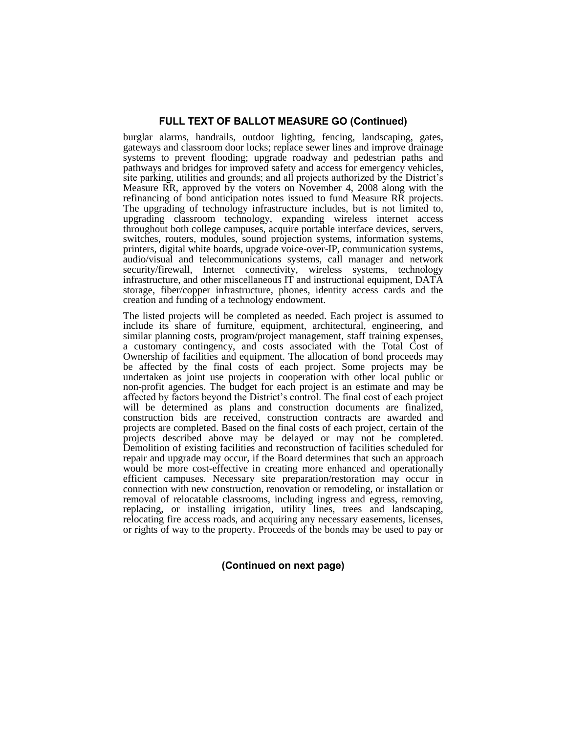## FULL TEXT OF BALLOT MEASURE GO (Continued)

burglar alarms, handrails, outdoor lighting, fencing, landscaping, gates, gateways and classroom door locks; replace sewer lines and improve drainage systems to prevent flooding; upgrade roadway and pedestrian paths and pathways and bridges for improved safety and access for emergency vehicles, site parking, utilities and grounds; and all projects authorized by the District's Measure RR, approved by the voters on November 4, 2008 along with the refinancing of bond anticipation notes issued to fund Measure RR projects. The upgrading of technology infrastructure includes, but is not limited to, upgrading classroom technology, expanding wireless internet access throughout both college campuses, acquire portable interface devices, servers, switches, routers, modules, sound projection systems, information systems, printers, digital white boards, upgrade voice-over-IP, communication systems, audio/visual and telecommunications systems, call manager and network security/firewall, Internet connectivity, wireless systems, technology infrastructure, and other miscellaneous IT and instructional equipment, DATA storage, fiber/copper infrastructure, phones, identity access cards and the creation and funding of a technology endowment.

The listed projects will be completed as needed. Each project is assumed to include its share of furniture, equipment, architectural, engineering, and similar planning costs, program/project management, staff training expenses, a customary contingency, and costs associated with the Total Cost of Ownership of facilities and equipment. The allocation of bond proceeds may be affected by the final costs of each project. Some projects may be undertaken as joint use projects in cooperation with other local public or non-profit agencies. The budget for each project is an estimate and may be affected by factors beyond the District's control. The final cost of each project will be determined as plans and construction documents are finalized, construction bids are received, construction contracts are awarded and projects are completed. Based on the final costs of each project, certain of the projects described above may be delayed or may not be completed. Demolition of existing facilities and reconstruction of facilities scheduled for repair and upgrade may occur, if the Board determines that such an approach would be more cost-effective in creating more enhanced and operationally efficient campuses. Necessary site preparation/restoration may occur in connection with new construction, renovation or remodeling, or installation or removal of relocatable classrooms, including ingress and egress, removing, replacing, or installing irrigation, utility lines, trees and landscaping, relocating fire access roads, and acquiring any necessary easements, licenses, or rights of way to the property. Proceeds of the bonds may be used to pay or

**(Continued on next page)**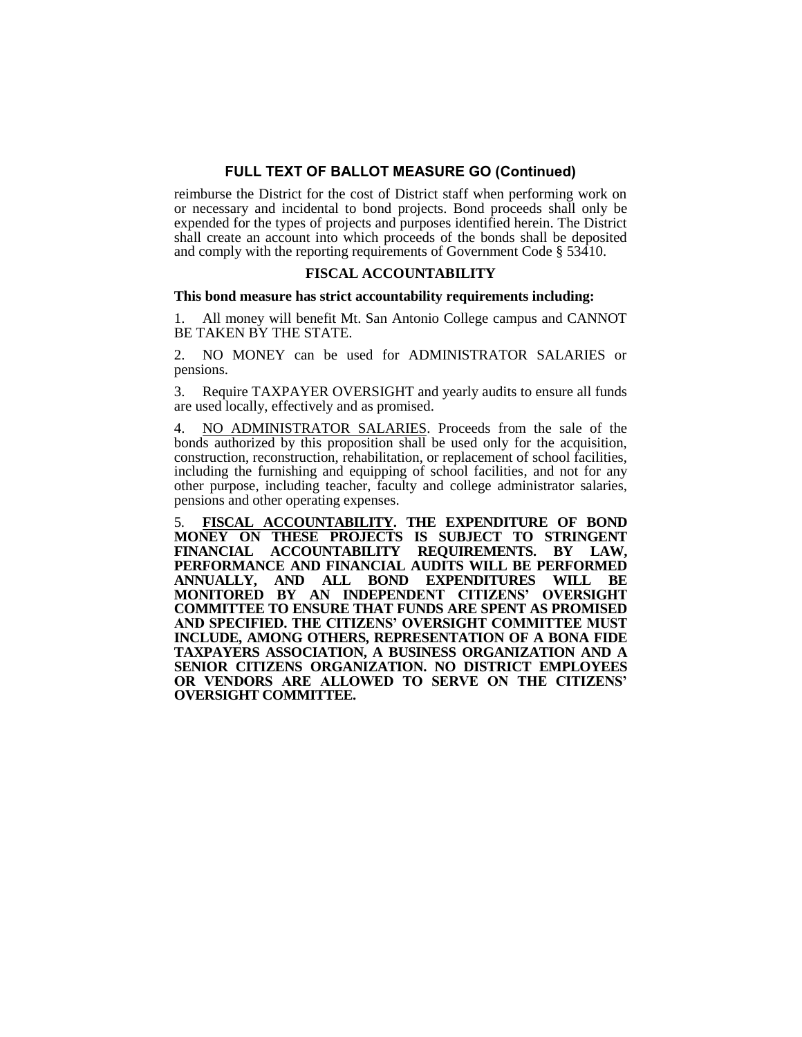## FULL TEXT OF BALLOT MEASURE GO (Continued)

reimburse the District for the cost of District staff when performing work on or necessary and incidental to bond projects. Bond proceeds shall only be expended for the types of projects and purposes identified herein. The District shall create an account into which proceeds of the bonds shall be deposited and comply with the reporting requirements of Government Code § 53410.

### FISCAL ACCOUNTABILITY

**This bond measure has strict accountability requirements including:**

1. All money will benefit Mt. San Antonio College campus and CANNOT BE TAKEN BY THE STATE.

2. NO MONEY can be used for ADMINISTRATOR SALARIES or pensions.

3. Require TAXPAYER OVERSIGHT and yearly audits to ensure all funds are used locally, effectively and as promised.

4. <u>NO ADMINISTRATOR SALARIES</u>. Proceeds from the sale of the bonds authorized by this proposition shall be used only for the acquisition, construction, reconstruction, rehabilitation, or replacement of school facilities, including the furnishing and equipping of school facilities, and not for any other purpose, including teacher, faculty and college administrator salaries, pensions and other operating expenses.

5. **<u>FISCAL ACCOUNTABILITY</u>. THE EXPENDITURE OF BOND MONEY ON THESE PROJECTS IS SUBJECT TO STRINGENT FINANCIAL ACCOUNTABILITY REQUIREMENTS. BY LAW, PERFORMANCE AND FINANCIAL AUDITS WILL BE PERFORMED ANNUALLY, AND ALL BOND EXPENDITURES WILL BE MONITORED BY AN INDEPENDENT CITIZENS' OVERSIGHT COMMITTEE TO ENSURE THAT FUNDS ARE SPENT AS PROMISED AND SPECIFIED. THE CITIZENS' OVERSIGHT COMMITTEE MUST INCLUDE, AMONG OTHERS, REPRESENTATION OF A BONA FIDE TAXPAYERS ASSOCIATION, A BUSINESS ORGANIZATION AND A SENIOR CITIZENS ORGANIZATION. NO DISTRICT EMPLOYEES OR VENDORS ARE ALLOWED TO SERVE ON THE CITIZENS' OVERSIGHT COMMITTEE.**